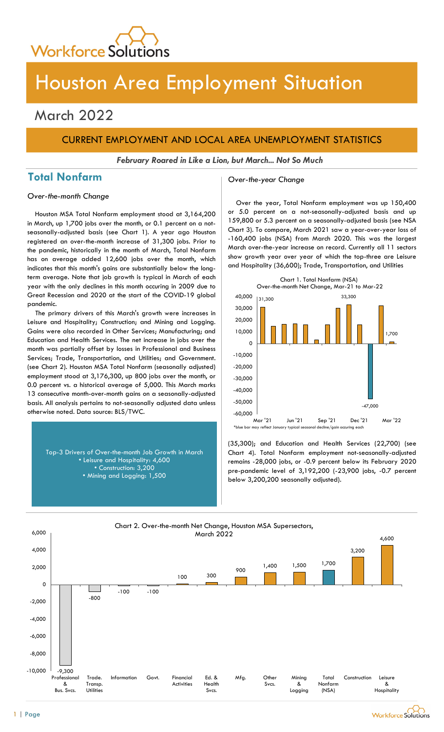# Houston Area Employment Situation

## March 2022

### CURRENT EMPLOYMENT AND LOCAL AREA UNEMPLOYMENT STATISTICS

***February Roared in Like a Lion, but March... Not So Much***

## Total Nonfarm

*Over-the-month Change*

Houston MSA Total Nonfarm employment stood at 3,164,200 in March, up 1,700 jobs over the month, or 0.1 percent on a not-seasonally-adjusted basis (see Chart 1). A year ago Houston registered an over-the-month increase of 31,300 jobs. Prior to the pandemic, historically in the month of March, Total Nonfarm has on average added 12,600 jobs over the month, which indicates that this month's gains are substantially below the long-term average. Note that job growth is typical in March of each year with the only declines in this month occuring in 2009 due to Great Recession and 2020 at the start of the COVID-19 global pandemic.

The primary drivers of this March's growth were increases in Leisure and Hospitality; Construction; and Mining and Logging. Gains were also recorded in Other Services; Manufacturing; and Education and Health Services. The net increase in jobs over the month was partially offset by losses in Professional and Business Services; Trade, Transportation, and Utilities; and Government. (see Chart 2). Houston MSA Total Nonfarm (seasonally adjusted) employment stood at 3,176,300, up 800 jobs over the month, or 0.0 percent vs. a historical average of 5,000. This March marks 13 consecutive month-over-month gains on a seasonally-adjusted basis. All analysis pertains to not-seasonally adjusted data unless otherwise noted. Data source: BLS/TWC.

Top-3 Drivers of Over-the-month Job Growth in March
- Leisure and Hospitality: 4,600
- Construction: 3,200
- Mining and Logging: 1,500

*Over-the-year Change*

Over the year, Total Nonfarm employment was up 150,400 or 5.0 percent on a not-seasonally-adjusted basis and up 159,800 or 5.3 percent on a seasonally-adjusted basis (see NSA Chart 3). To compare, March 2021 saw a year-over-year loss of -160,400 jobs (NSA) from March 2020. This was the largest March over-the-year increase on record. Currently all 11 sectors show growth year over year of which the top-three are Leisure and Hospitality (36,600); Trade, Transportation, and Utilities (35,300); and Education and Health Services (22,700) (see Chart 4). Total Nonfarm employment not-seasonally-adjusted remains -28,000 jobs, or -0.9 percent below its February 2020 pre-pandemic level of 3,192,200 (-23,900 jobs, -0.7 percent below 3,200,200 seasonally adjusted).

Chart 1. Total Nonfarm (NSA) Over-the-month Net Change, Mar-21 to Mar-22

*blue bar may reflect January typical seasonal decline/gain occuring each

Chart 2. Over-the-month Net Change, Houston MSA Supersectors, March 2022

| Supersector | Net Change |
|---|---|
| Professional & Bus. Svcs. | -9,300 |
| Trade. Transp. Utilities | -800 |
| Information | -100 |
| Govt. | -100 |
| Financial Activities | 100 |
| Ed. & Health Svcs. | 300 |
| Mfg. | 900 |
| Other Svcs. | 1,400 |
| Mining & Logging | 1,500 |
| Total Nonfarm (NSA) | 1,700 |
| Construction | 3,200 |
| Leisure & Hospitality | 4,600 |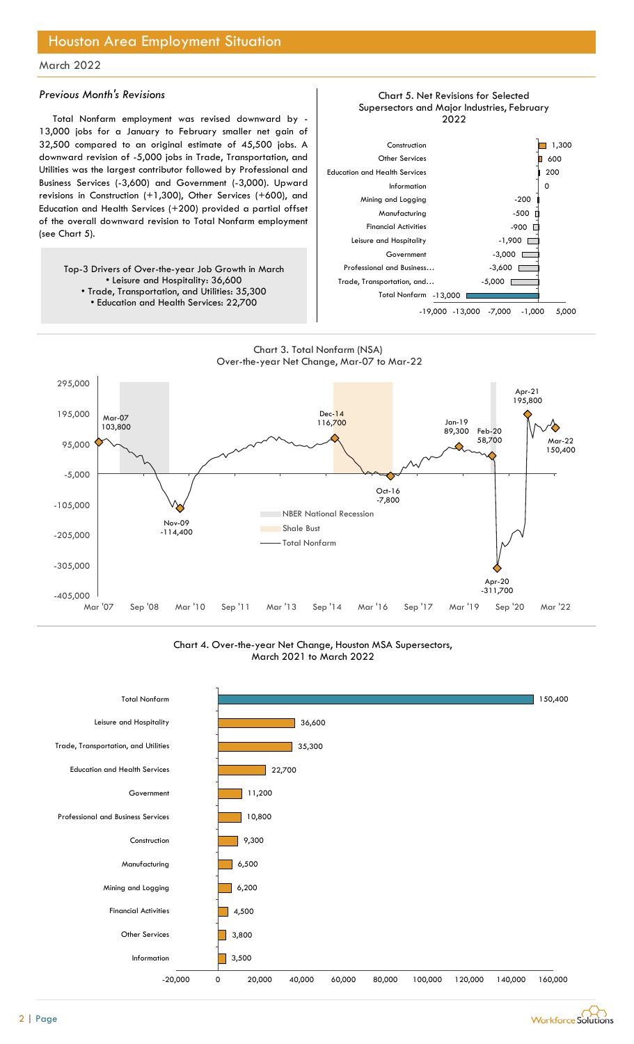# Houston Area Employment Situation

March 2022

### *Previous Month's Revisions*

Total Nonfarm employment was revised downward by -13,000 jobs for a January to February smaller net gain of 32,500 compared to an original estimate of 45,500 jobs. A downward revision of -5,000 jobs in Trade, Transportation, and Utilities was the largest contributor followed by Professional and Business Services (-3,600) and Government (-3,000). Upward revisions in Construction (+1,300), Other Services (+600), and Education and Health Services (+200) provided a partial offset of the overall downward revision to Total Nonfarm employment (see Chart 5).

Top-3 Drivers of Over-the-year Job Growth in March

- Leisure and Hospitality: 36,600
- Trade, Transportation, and Utilities: 35,300
- Education and Health Services: 22,700

**Chart 5. Net Revisions for Selected Supersectors and Major Industries, February 2022**

| Supersector | Revision |
|---|---|
| Construction | 1,300 |
| Other Services | 600 |
| Education and Health Services | 200 |
| Information | 0 |
| Mining and Logging | -200 |
| Manufacturing | -500 |
| Financial Activities | -900 |
| Leisure and Hospitality | -1,900 |
| Government | -3,000 |
| Professional and Business… | -3,600 |
| Trade, Transportation, and… | -5,000 |
| Total Nonfarm | -13,000 |

**Chart 3. Total Nonfarm (NSA) Over-the-year Net Change, Mar-07 to Mar-22**

Labeled points: Mar-07 103,800; Nov-09 -114,400; Dec-14 116,700; Oct-16 -7,800; Jan-19 89,300; Feb-20 58,700; Apr-20 -311,700; Apr-21 195,800; Mar-22 150,400

Legend: NBER National Recession; Shale Bust; Total Nonfarm

**Chart 4. Over-the-year Net Change, Houston MSA Supersectors, March 2021 to March 2022**

| Supersector | Net Change |
|---|---|
| Total Nonfarm | 150,400 |
| Leisure and Hospitality | 36,600 |
| Trade, Transportation, and Utilities | 35,300 |
| Education and Health Services | 22,700 |
| Government | 11,200 |
| Professional and Business Services | 10,800 |
| Construction | 9,300 |
| Manufacturing | 6,500 |
| Mining and Logging | 6,200 |
| Financial Activities | 4,500 |
| Other Services | 3,800 |
| Information | 3,500 |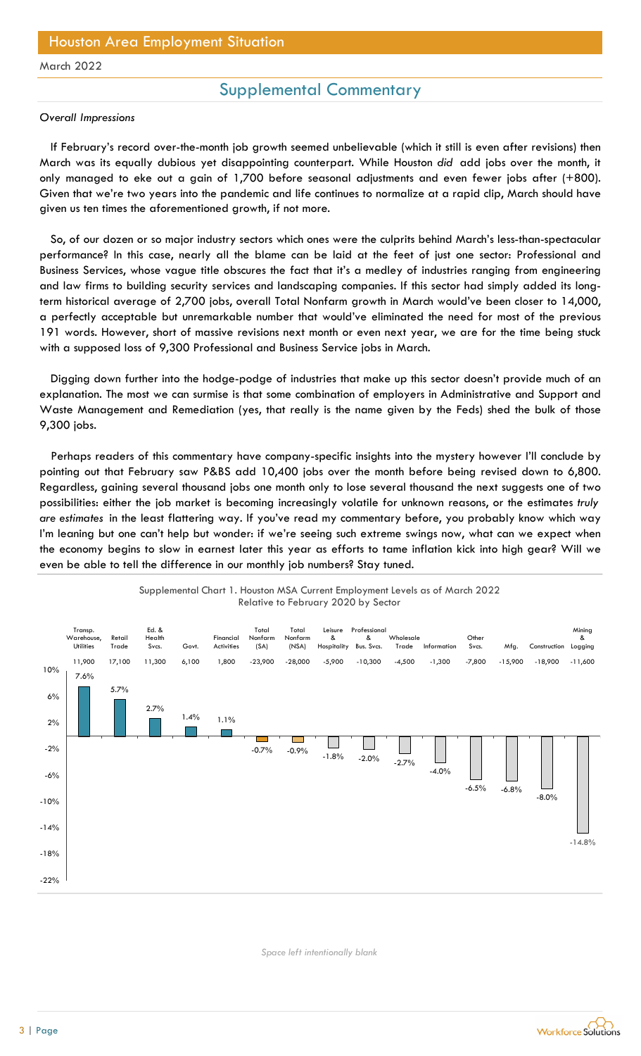## Supplemental Commentary

*Overall Impressions*

If February's record over-the-month job growth seemed unbelievable (which it still is even after revisions) then March was its equally dubious yet disappointing counterpart. While Houston *did* add jobs over the month, it only managed to eke out a gain of 1,700 before seasonal adjustments and even fewer jobs after (+800). Given that we're two years into the pandemic and life continues to normalize at a rapid clip, March should have given us ten times the aforementioned growth, if not more.

So, of our dozen or so major industry sectors which ones were the culprits behind March's less-than-spectacular performance? In this case, nearly all the blame can be laid at the feet of just one sector: Professional and Business Services, whose vague title obscures the fact that it's a medley of industries ranging from engineering and law firms to building security services and landscaping companies. If this sector had simply added its long-term historical average of 2,700 jobs, overall Total Nonfarm growth in March would've been closer to 14,000, a perfectly acceptable but unremarkable number that would've eliminated the need for most of the previous 191 words. However, short of massive revisions next month or even next year, we are for the time being stuck with a supposed loss of 9,300 Professional and Business Service jobs in March.

Digging down further into the hodge-podge of industries that make up this sector doesn't provide much of an explanation. The most we can surmise is that some combination of employers in Administrative and Support and Waste Management and Remediation (yes, that really is the name given by the Feds) shed the bulk of those 9,300 jobs.

Perhaps readers of this commentary have company-specific insights into the mystery however I'll conclude by pointing out that February saw P&BS add 10,400 jobs over the month before being revised down to 6,800. Regardless, gaining several thousand jobs one month only to lose several thousand the next suggests one of two possibilities: either the job market is becoming increasingly volatile for unknown reasons, or the estimates *truly are estimates* in the least flattering way. If you've read my commentary before, you probably know which way I'm leaning but one can't help but wonder: if we're seeing such extreme swings now, what can we expect when the economy begins to slow in earnest later this year as efforts to tame inflation kick into high gear? Will we even be able to tell the difference in our monthly job numbers? Stay tuned.

Supplemental Chart 1. Houston MSA Current Employment Levels as of March 2022 Relative to February 2020 by Sector

| Sector | Change | Percent |
|---|---|---|
| Transp. Warehouse, Utilities | 11,900 | 7.6% |
| Retail Trade | 17,100 | 5.7% |
| Ed. & Health Svcs. | 11,300 | 2.7% |
| Govt. | 6,100 | 1.4% |
| Financial Activities | 1,800 | 1.1% |
| Total Nonfarm (SA) | -23,900 | -0.7% |
| Total Nonfarm (NSA) | -28,000 | -0.9% |
| Leisure & Hospitality | -5,900 | -1.8% |
| Professional & Bus. Svcs. | -10,300 | -2.0% |
| Wholesale Trade | -4,500 | -2.7% |
| Information | -1,300 | -4.0% |
| Other Svcs. | -7,800 | -6.5% |
| Mfg. | -15,900 | -6.8% |
| Construction | -18,900 | -8.0% |
| Mining & Logging | -11,600 | -14.8% |

*Space left intentionally blank*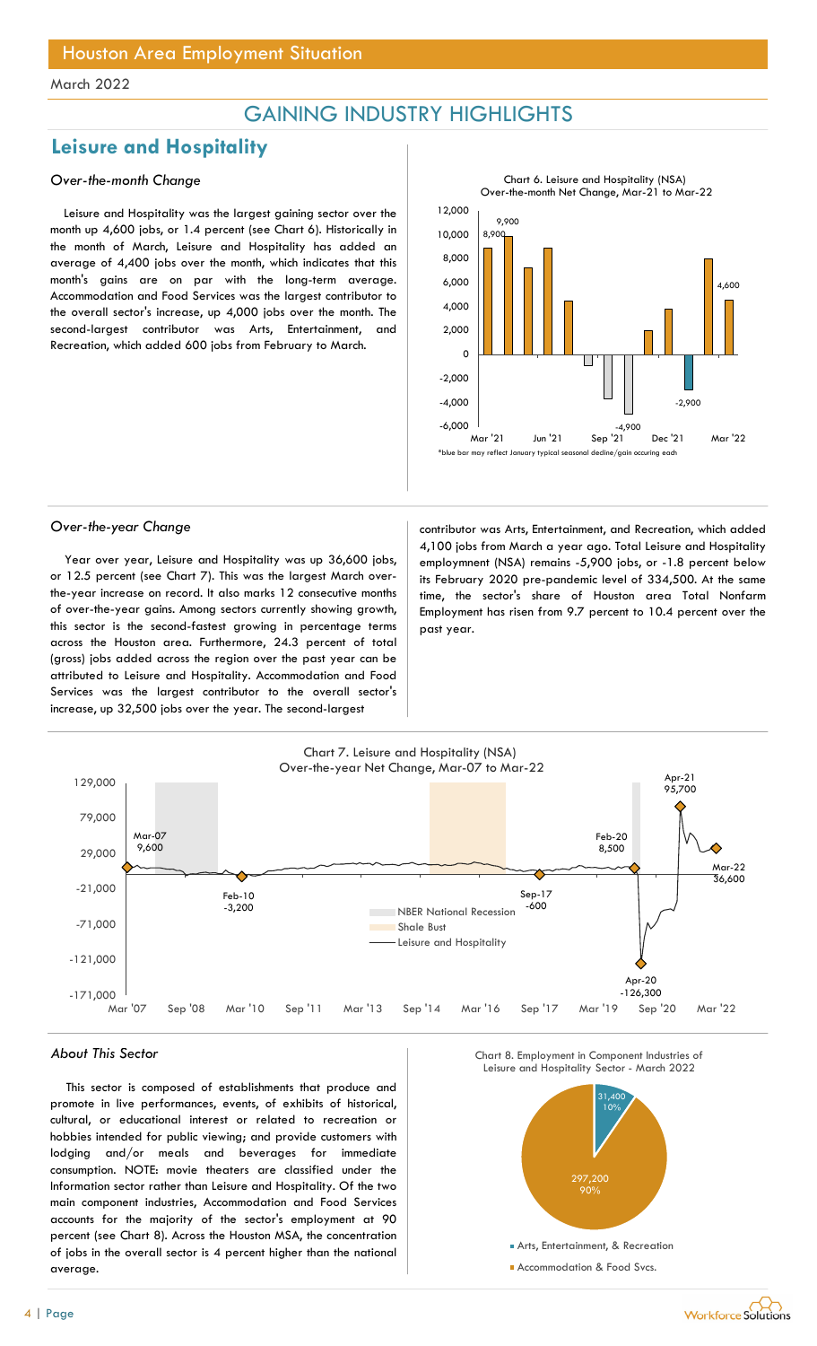# Houston Area Employment Situation

March 2022

## GAINING INDUSTRY HIGHLIGHTS

## Leisure and Hospitality

### *Over-the-month Change*

Leisure and Hospitality was the largest gaining sector over the month up 4,600 jobs, or 1.4 percent (see Chart 6). Historically in the month of March, Leisure and Hospitality has added an average of 4,400 jobs over the month, which indicates that this month's gains are on par with the long-term average. Accommodation and Food Services was the largest contributor to the overall sector's increase, up 4,000 jobs over the month. The second-largest contributor was Arts, Entertainment, and Recreation, which added 600 jobs from February to March.

Chart 6. Leisure and Hospitality (NSA) Over-the-month Net Change, Mar-21 to Mar-22

*blue bar may reflect January typical seasonal decline/gain occuring each

### *Over-the-year Change*

Year over year, Leisure and Hospitality was up 36,600 jobs, or 12.5 percent (see Chart 7). This was the largest March over-the-year increase on record. It also marks 12 consecutive months of over-the-year gains. Among sectors currently showing growth, this sector is the second-fastest growing in percentage terms across the Houston area. Furthermore, 24.3 percent of total (gross) jobs added across the region over the past year can be attributed to Leisure and Hospitality. Accommodation and Food Services was the largest contributor to the overall sector's increase, up 32,500 jobs over the year. The second-largest contributor was Arts, Entertainment, and Recreation, which added 4,100 jobs from March a year ago. Total Leisure and Hospitality employmnent (NSA) remains -5,900 jobs, or -1.8 percent below its February 2020 pre-pandemic level of 334,500. At the same time, the sector's share of Houston area Total Nonfarm Employment has risen from 9.7 percent to 10.4 percent over the past year.

Chart 7. Leisure and Hospitality (NSA) Over-the-year Net Change, Mar-07 to Mar-22

### *About This Sector*

This sector is composed of establishments that produce and promote in live performances, events, of exhibits of historical, cultural, or educational interest or related to recreation or hobbies intended for public viewing; and provide customers with lodging and/or meals and beverages for immediate consumption. NOTE: movie theaters are classified under the Information sector rather than Leisure and Hospitality. Of the two main component industries, Accommodation and Food Services accounts for the majority of the sector's employment at 90 percent (see Chart 8). Across the Houston MSA, the concentration of jobs in the overall sector is 4 percent higher than the national average.

Chart 8. Employment in Component Industries of Leisure and Hospitality Sector - March 2022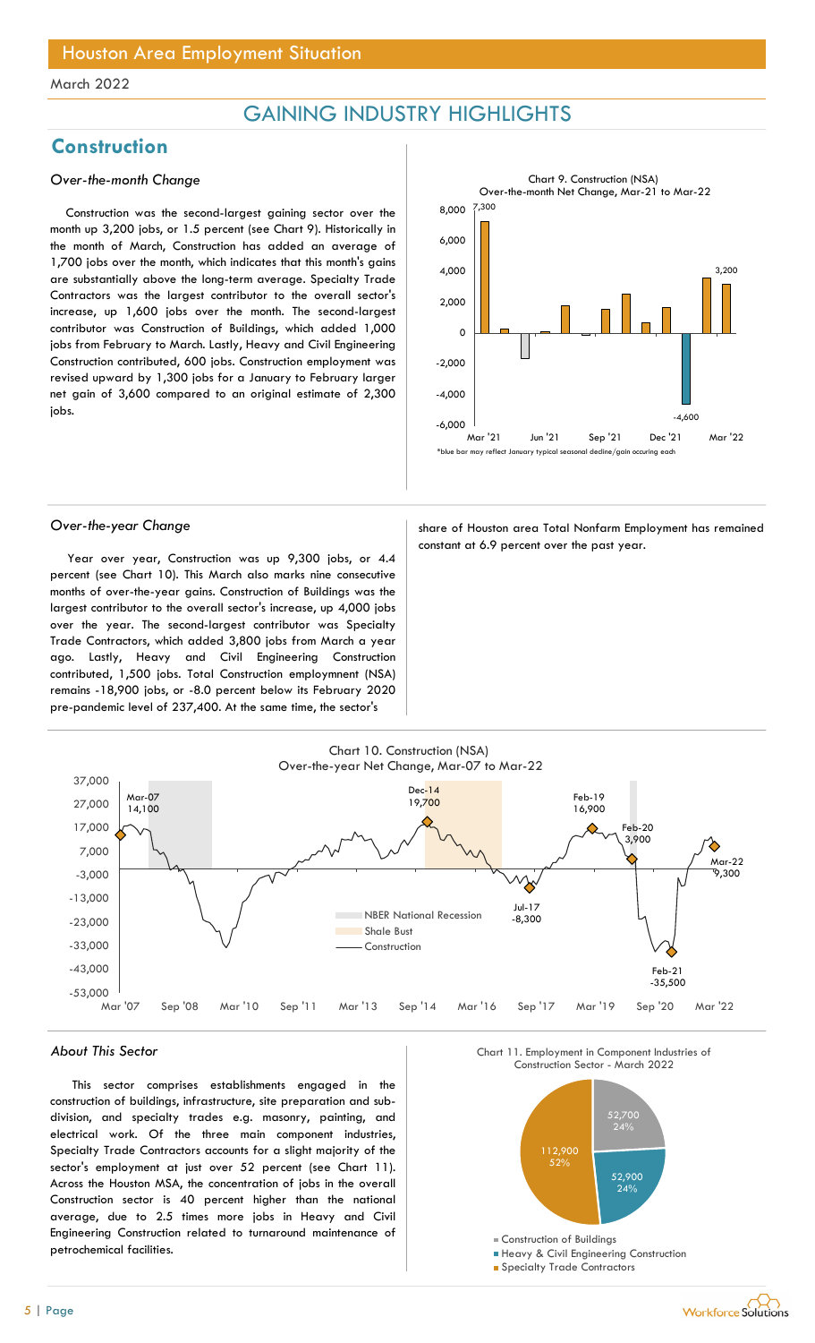# GAINING INDUSTRY HIGHLIGHTS

## Construction

### *Over-the-month Change*

Construction was the second-largest gaining sector over the month up 3,200 jobs, or 1.5 percent (see Chart 9). Historically in the month of March, Construction has added an average of 1,700 jobs over the month, which indicates that this month's gains are substantially above the long-term average. Specialty Trade Contractors was the largest contributor to the overall sector's increase, up 1,600 jobs over the month. The second-largest contributor was Construction of Buildings, which added 1,000 jobs from February to March. Lastly, Heavy and Civil Engineering Construction contributed, 600 jobs. Construction employment was revised upward by 1,300 jobs for a January to February larger net gain of 3,600 compared to an original estimate of 2,300 jobs.

Chart 9. Construction (NSA) Over-the-month Net Change, Mar-21 to Mar-22

*blue bar may reflect January typical seasonal decline/gain occuring each

### *Over-the-year Change*

Year over year, Construction was up 9,300 jobs, or 4.4 percent (see Chart 10). This March also marks nine consecutive months of over-the-year gains. Construction of Buildings was the largest contributor to the overall sector's increase, up 4,000 jobs over the year. The second-largest contributor was Specialty Trade Contractors, which added 3,800 jobs from March a year ago. Lastly, Heavy and Civil Engineering Construction contributed, 1,500 jobs. Total Construction employment (NSA) remains -18,900 jobs, or -8.0 percent below its February 2020 pre-pandemic level of 237,400. At the same time, the sector's share of Houston area Total Nonfarm Employment has remained constant at 6.9 percent over the past year.

Chart 10. Construction (NSA) Over-the-year Net Change, Mar-07 to Mar-22

### *About This Sector*

This sector comprises establishments engaged in the construction of buildings, infrastructure, site preparation and sub-division, and specialty trades e.g. masonry, painting, and electrical work. Of the three main component industries, Specialty Trade Contractors accounts for a slight majority of the sector's employment at just over 52 percent (see Chart 11). Across the Houston MSA, the concentration of jobs in the overall Construction sector is 40 percent higher than the national average, due to 2.5 times more jobs in Heavy and Civil Engineering Construction related to turnaround maintenance of petrochemical facilities.

Chart 11. Employment in Component Industries of Construction Sector - March 2022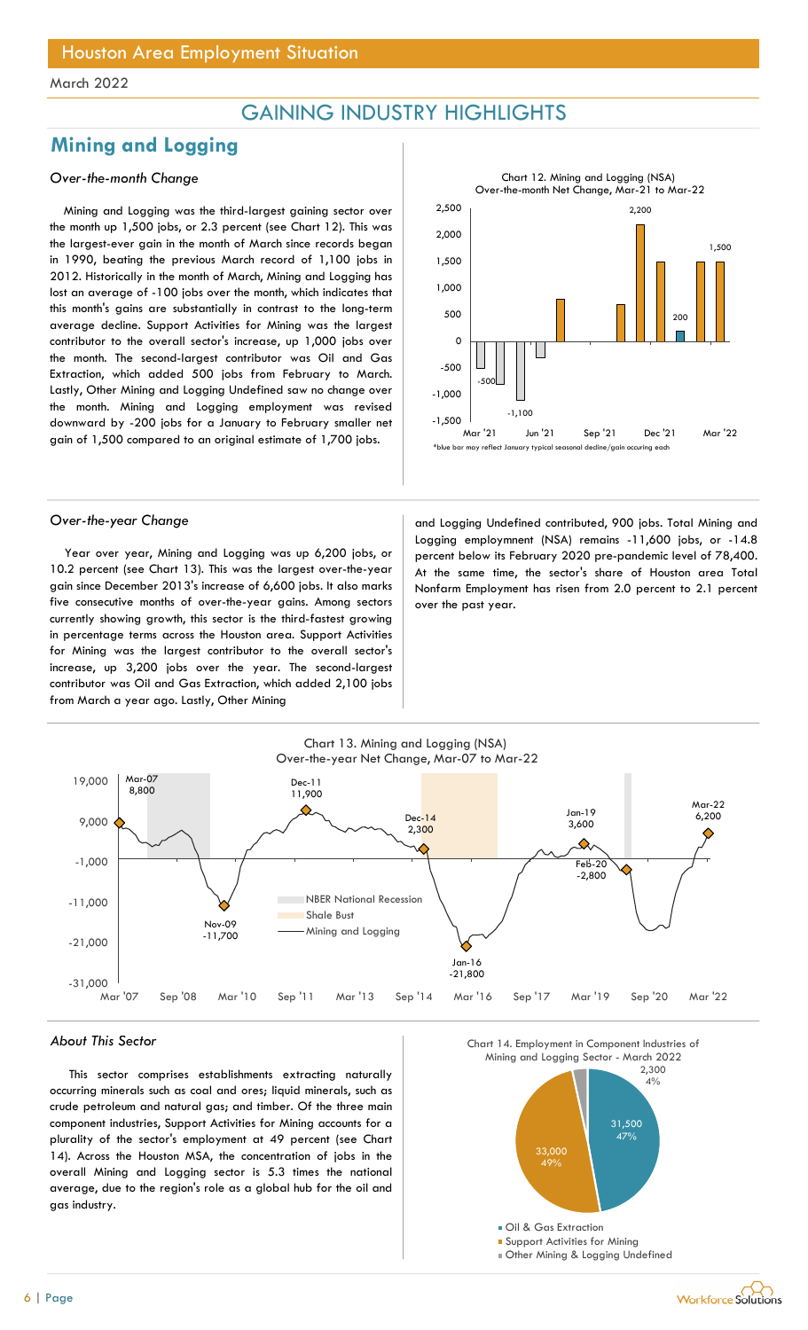March 2022

# GAINING INDUSTRY HIGHLIGHTS

## Mining and Logging

### *Over-the-month Change*

Mining and Logging was the third-largest gaining sector over the month up 1,500 jobs, or 2.3 percent (see Chart 12). This was the largest-ever gain in the month of March since records began in 1990, beating the previous March record of 1,100 jobs in 2012. Historically in the month of March, Mining and Logging has lost an average of -100 jobs over the month, which indicates that this month's gains are substantially in contrast to the long-term average decline. Support Activities for Mining was the largest contributor to the overall sector's increase, up 1,000 jobs over the month. The second-largest contributor was Oil and Gas Extraction, which added 500 jobs from February to March. Lastly, Other Mining and Logging Undefined saw no change over the month. Mining and Logging employment was revised downward by -200 jobs for a January to February smaller net gain of 1,500 compared to an original estimate of 1,700 jobs.

Chart 12. Mining and Logging (NSA) Over-the-month Net Change, Mar-21 to Mar-22

*blue bar may reflect January typical seasonal decline/gain occuring each

### *Over-the-year Change*

Year over year, Mining and Logging was up 6,200 jobs, or 10.2 percent (see Chart 13). This was the largest over-the-year gain since December 2013's increase of 6,600 jobs. It also marks five consecutive months of over-the-year gains. Among sectors currently showing growth, this sector is the third-fastest growing in percentage terms across the Houston area. Support Activities for Mining was the largest contributor to the overall sector's increase, up 3,200 jobs over the year. The second-largest contributor was Oil and Gas Extraction, which added 2,100 jobs from March a year ago. Lastly, Other Mining and Logging Undefined contributed, 900 jobs. Total Mining and Logging employmnent (NSA) remains -11,600 jobs, or -14.8 percent below its February 2020 pre-pandemic level of 78,400. At the same time, the sector's share of Houston area Total Nonfarm Employment has risen from 2.0 percent to 2.1 percent over the past year.

Chart 13. Mining and Logging (NSA) Over-the-year Net Change, Mar-07 to Mar-22

### *About This Sector*

This sector comprises establishments extracting naturally occurring minerals such as coal and ores; liquid minerals, such as crude petroleum and natural gas; and timber. Of the three main component industries, Support Activities for Mining accounts for a plurality of the sector's employment at 49 percent (see Chart 14). Across the Houston MSA, the concentration of jobs in the overall Mining and Logging sector is 5.3 times the national average, due to the region's role as a global hub for the oil and gas industry.

Chart 14. Employment in Component Industries of Mining and Logging Sector - March 2022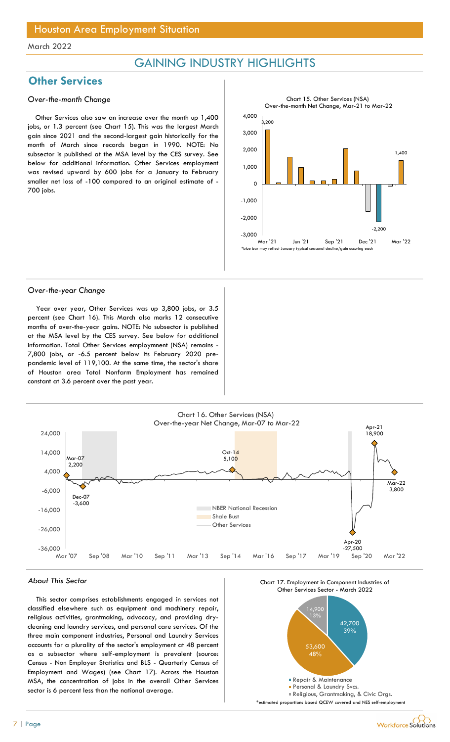Houston Area Employment Situation

March 2022

## GAINING INDUSTRY HIGHLIGHTS

## Other Services

### *Over-the-month Change*

Other Services also saw an increase over the month up 1,400 jobs, or 1.3 percent (see Chart 15). This was the largest March gain since 2021 and the second-largest gain historically for the month of March since records began in 1990. NOTE: No subsector is published at the MSA level by the CES survey. See below for additional information. Other Services employment was revised upward by 600 jobs for a January to February smaller net loss of -100 compared to an original estimate of -700 jobs.

Chart 15. Other Services (NSA) Over-the-month Net Change, Mar-21 to Mar-22

*blue bar may reflect January typical seasonal decline/gain occuring each

### *Over-the-year Change*

Year over year, Other Services was up 3,800 jobs, or 3.5 percent (see Chart 16). This March also marks 12 consecutive months of over-the-year gains. NOTE: No subsector is published at the MSA level by the CES survey. See below for additional information. Total Other Services employmnent (NSA) remains -7,800 jobs, or -6.5 percent below its February 2020 pre-pandemic level of 119,100. At the same time, the sector's share of Houston area Total Nonfarm Employment has remained constant at 3.6 percent over the past year.

Chart 16. Other Services (NSA) Over-the-year Net Change, Mar-07 to Mar-22

### *About This Sector*

This sector comprises establishments engaged in services not classified elsewhere such as equipment and machinery repair, religious activities, grantmaking, advocacy, and providing dry-cleaning and laundry services, and personal care services. Of the three main component industries, Personal and Laundry Services accounts for a plurality of the sector's employment at 48 percent as a subsector where self-employment is prevalent (source: Census - Non Employer Statistics and BLS - Quarterly Census of Employment and Wages) (see Chart 17). Across the Houston MSA, the concentration of jobs in the overall Other Services sector is 6 percent less than the national average.

Chart 17. Employment in Component Industries of Other Services Sector - March 2022

*estimated proportions based QCEW covered and NES self-employment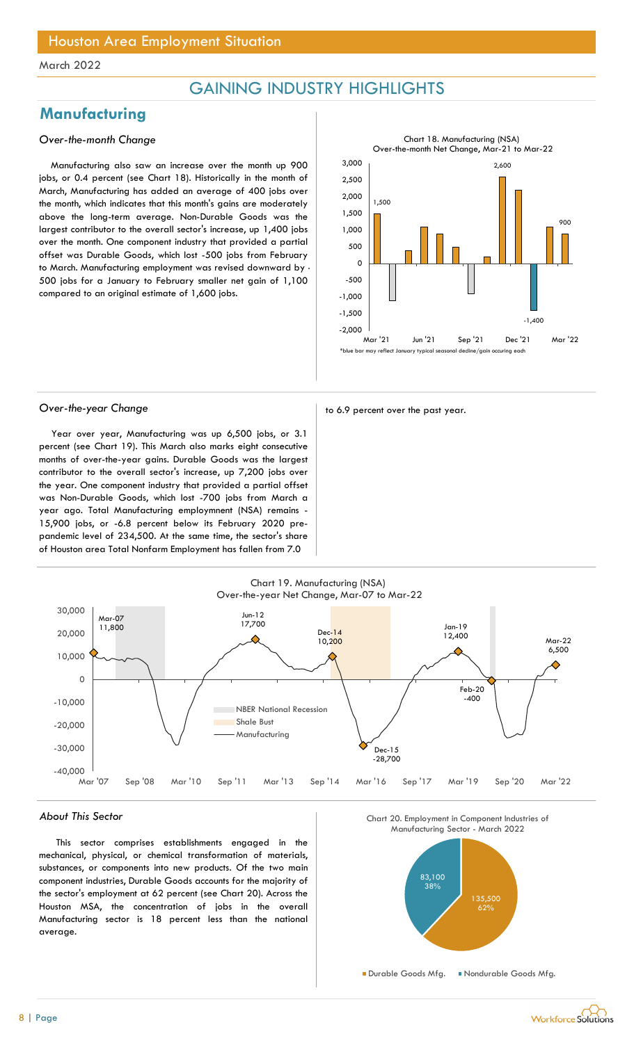March 2022

## GAINING INDUSTRY HIGHLIGHTS

# Manufacturing

*Over-the-month Change*

Manufacturing also saw an increase over the month up 900 jobs, or 0.4 percent (see Chart 18). Historically in the month of March, Manufacturing has added an average of 400 jobs over the month, which indicates that this month's gains are moderately above the long-term average. Non-Durable Goods was the largest contributor to the overall sector's increase, up 1,400 jobs over the month. One component industry that provided a partial offset was Durable Goods, which lost -500 jobs from February to March. Manufacturing employment was revised downward by -500 jobs for a January to February smaller net gain of 1,100 compared to an original estimate of 1,600 jobs.

Chart 18. Manufacturing (NSA) Over-the-month Net Change, Mar-21 to Mar-22

*blue bar may reflect January typical seasonal decline/gain occuring each

*Over-the-year Change*

Year over year, Manufacturing was up 6,500 jobs, or 3.1 percent (see Chart 19). This March also marks eight consecutive months of over-the-year gains. Durable Goods was the largest contributor to the overall sector's increase, up 7,200 jobs over the year. One component industry that provided a partial offset was Non-Durable Goods, which lost -700 jobs from March a year ago. Total Manufacturing employmnent (NSA) remains -15,900 jobs, or -6.8 percent below its February 2020 pre-pandemic level of 234,500. At the same time, the sector's share of Houston area Total Nonfarm Employment has fallen from 7.0 to 6.9 percent over the past year.

Chart 19. Manufacturing (NSA) Over-the-year Net Change, Mar-07 to Mar-22

*About This Sector*

This sector comprises establishments engaged in the mechanical, physical, or chemical transformation of materials, substances, or components into new products. Of the two main component industries, Durable Goods accounts for the majority of the sector's employment at 62 percent (see Chart 20). Across the Houston MSA, the concentration of jobs in the overall Manufacturing sector is 18 percent less than the national average.

Chart 20. Employment in Component Industries of Manufacturing Sector - March 2022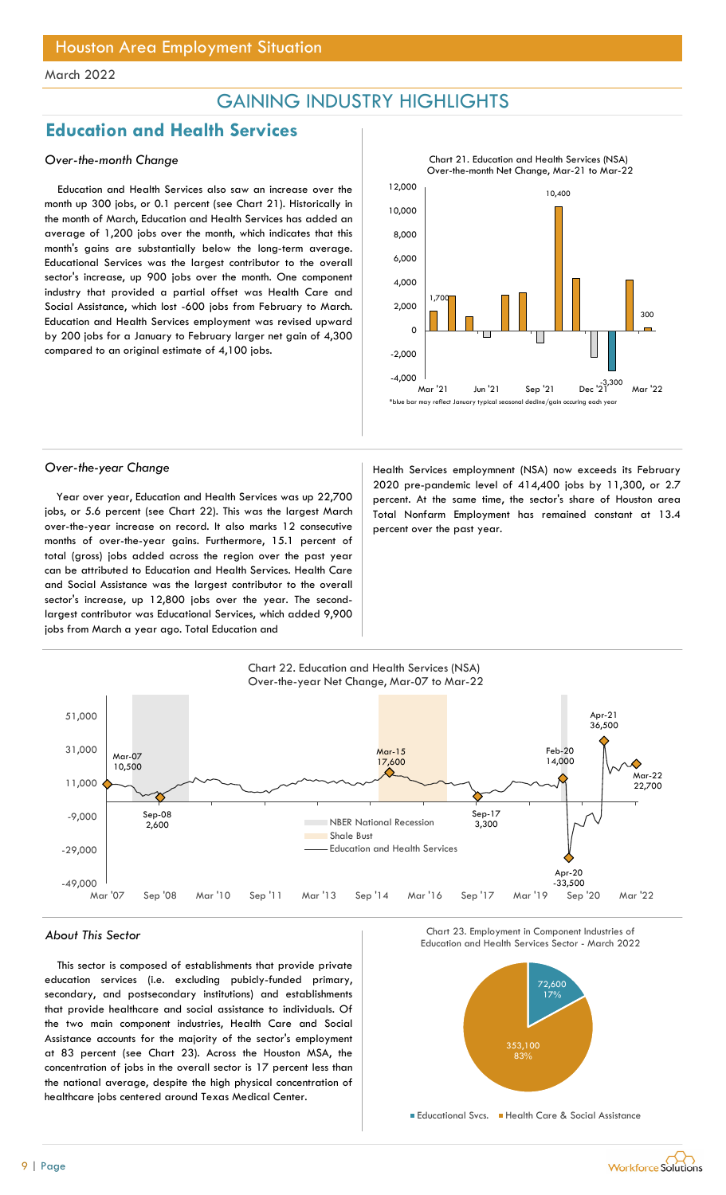# GAINING INDUSTRY HIGHLIGHTS

## Education and Health Services

### *Over-the-month Change*

Education and Health Services also saw an increase over the month up 300 jobs, or 0.1 percent (see Chart 21). Historically in the month of March, Education and Health Services has added an average of 1,200 jobs over the month, which indicates that this month's gains are substantially below the long-term average. Educational Services was the largest contributor to the overall sector's increase, up 900 jobs over the month. One component industry that provided a partial offset was Health Care and Social Assistance, which lost -600 jobs from February to March. Education and Health Services employment was revised upward by 200 jobs for a January to February larger net gain of 4,300 compared to an original estimate of 4,100 jobs.

Chart 21. Education and Health Services (NSA) Over-the-month Net Change, Mar-21 to Mar-22

*blue bar may reflect January typical seasonal decline/gain occuring each year

### *Over-the-year Change*

Year over year, Education and Health Services was up 22,700 jobs, or 5.6 percent (see Chart 22). This was the largest March over-the-year increase on record. It also marks 12 consecutive months of over-the-year gains. Furthermore, 15.1 percent of total (gross) jobs added across the region over the past year can be attributed to Education and Health Services. Health Care and Social Assistance was the largest contributor to the overall sector's increase, up 12,800 jobs over the year. The second-largest contributor was Educational Services, which added 9,900 jobs from March a year ago. Total Education and Health Services employmnent (NSA) now exceeds its February 2020 pre-pandemic level of 414,400 jobs by 11,300, or 2.7 percent. At the same time, the sector's share of Houston area Total Nonfarm Employment has remained constant at 13.4 percent over the past year.

Chart 22. Education and Health Services (NSA) Over-the-year Net Change, Mar-07 to Mar-22

### *About This Sector*

This sector is composed of establishments that provide private education services (i.e. excluding pubicly-funded primary, secondary, and postsecondary institutions) and establishments that provide healthcare and social assistance to individuals. Of the two main component industries, Health Care and Social Assistance accounts for the majority of the sector's employment at 83 percent (see Chart 23). Across the Houston MSA, the concentration of jobs in the overall sector is 17 percent less than the national average, despite the high physical concentration of healthcare jobs centered around Texas Medical Center.

Chart 23. Employment in Component Industries of Education and Health Services Sector - March 2022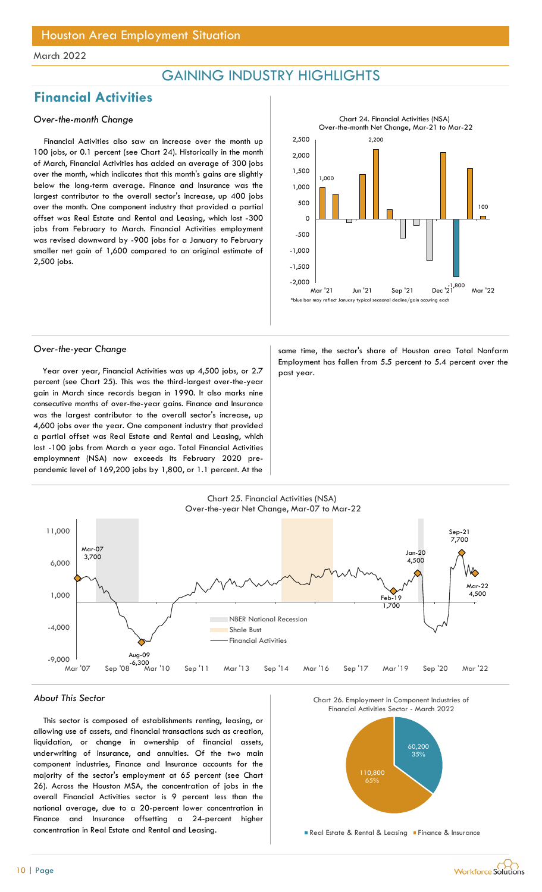# GAINING INDUSTRY HIGHLIGHTS

## Financial Activities

### *Over-the-month Change*

Financial Activities also saw an increase over the month up 100 jobs, or 0.1 percent (see Chart 24). Historically in the month of March, Financial Activities has added an average of 300 jobs over the month, which indicates that this month's gains are slightly below the long-term average. Finance and Insurance was the largest contributor to the overall sector's increase, up 400 jobs over the month. One component industry that provided a partial offset was Real Estate and Rental and Leasing, which lost -300 jobs from February to March. Financial Activities employment was revised downward by -900 jobs for a January to February smaller net gain of 1,600 compared to an original estimate of 2,500 jobs.

Chart 24. Financial Activities (NSA) Over-the-month Net Change, Mar-21 to Mar-22

*blue bar may reflect January typical seasonal decline/gain occuring each

### *Over-the-year Change*

Year over year, Financial Activities was up 4,500 jobs, or 2.7 percent (see Chart 25). This was the third-largest over-the-year gain in March since records began in 1990. It also marks nine consecutive months of over-the-year gains. Finance and Insurance was the largest contributor to the overall sector's increase, up 4,600 jobs over the year. One component industry that provided a partial offset was Real Estate and Rental and Leasing, which lost -100 jobs from March a year ago. Total Financial Activities employmnent (NSA) now exceeds its February 2020 pre-pandemic level of 169,200 jobs by 1,800, or 1.1 percent. At the same time, the sector's share of Houston area Total Nonfarm Employment has fallen from 5.5 percent to 5.4 percent over the past year.

Chart 25. Financial Activities (NSA) Over-the-year Net Change, Mar-07 to Mar-22

### *About This Sector*

This sector is composed of establishments renting, leasing, or allowing use of assets, and financial transactions such as creation, liquidation, or change in ownership of financial assets, underwriting of insurance, and annuities. Of the two main component industries, Finance and Insurance accounts for the majority of the sector's employment at 65 percent (see Chart 26). Across the Houston MSA, the concentration of jobs in the overall Financial Activities sector is 9 percent less than the national average, due to a 20-percent lower concentration in Finance and Insurance offsetting a 24-percent higher concentration in Real Estate and Rental and Leasing.

Chart 26. Employment in Component Industries of Financial Activities Sector - March 2022

| Component Industry | Employment | Share |
|---|---|---|
| Real Estate & Rental & Leasing | 60,200 | 35% |
| Finance & Insurance | 110,800 | 65% |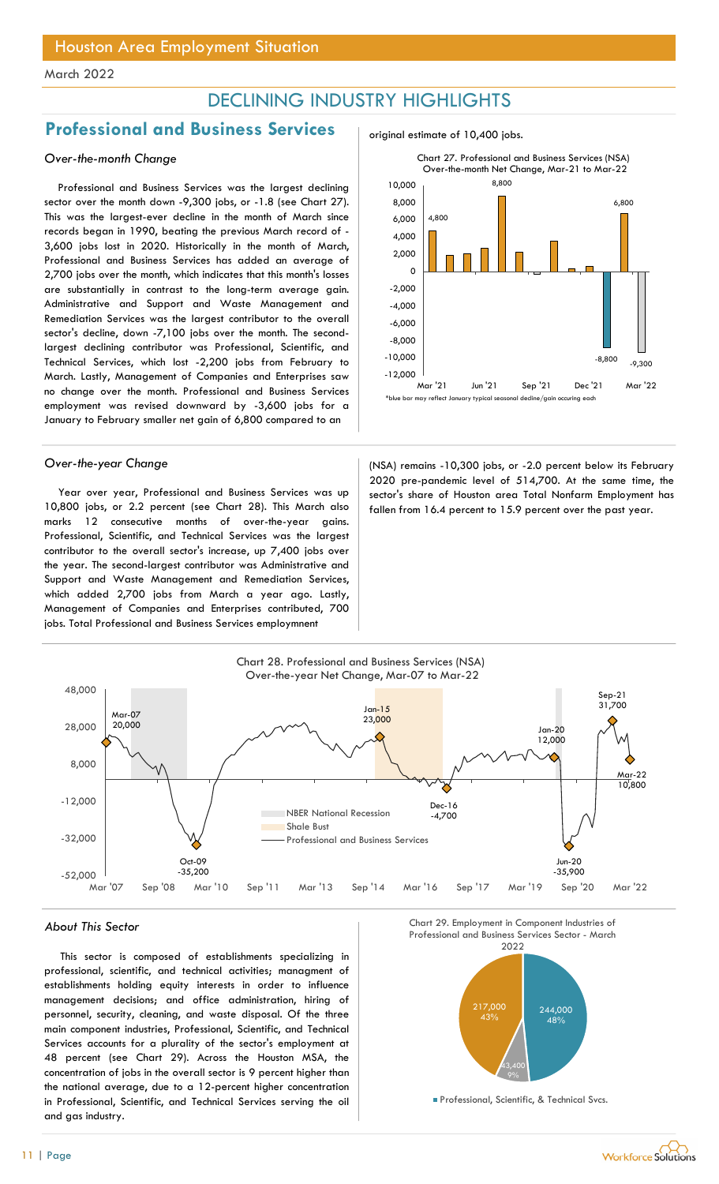# Houston Area Employment Situation

March 2022

## DECLINING INDUSTRY HIGHLIGHTS

## Professional and Business Services

*Over-the-month Change*

Professional and Business Services was the largest declining sector over the month down -9,300 jobs, or -1.8 (see Chart 27). This was the largest-ever decline in the month of March since records began in 1990, beating the previous March record of -3,600 jobs lost in 2020. Historically in the month of March, Professional and Business Services has added an average of 2,700 jobs over the month, which indicates that this month's losses are substantially in contrast to the long-term average gain. Administrative and Support and Waste Management and Remediation Services was the largest contributor to the overall sector's decline, down -7,100 jobs over the month. The second-largest declining contributor was Professional, Scientific, and Technical Services, which lost -2,200 jobs from February to March. Lastly, Management of Companies and Enterprises saw no change over the month. Professional and Business Services employment was revised downward by -3,600 jobs for a January to February smaller net gain of 6,800 compared to an original estimate of 10,400 jobs.

Chart 27. Professional and Business Services (NSA) Over-the-month Net Change, Mar-21 to Mar-22

*blue bar may reflect January typical seasonal decline/gain occuring each

*Over-the-year Change*

Year over year, Professional and Business Services was up 10,800 jobs, or 2.2 percent (see Chart 28). This March also marks 12 consecutive months of over-the-year gains. Professional, Scientific, and Technical Services was the largest contributor to the overall sector's increase, up 7,400 jobs over the year. The second-largest contributor was Administrative and Support and Waste Management and Remediation Services, which added 2,700 jobs from March a year ago. Lastly, Management of Companies and Enterprises contributed, 700 jobs. Total Professional and Business Services employmnent (NSA) remains -10,300 jobs, or -2.0 percent below its February 2020 pre-pandemic level of 514,700. At the same time, the sector's share of Houston area Total Nonfarm Employment has fallen from 16.4 percent to 15.9 percent over the past year.

Chart 28. Professional and Business Services (NSA) Over-the-year Net Change, Mar-07 to Mar-22

*About This Sector*

This sector is composed of establishments specializing in professional, scientific, and technical activities; managment of establishments holding equity interests in order to influence management decisions; and office administration, hiring of personnel, security, cleaning, and waste disposal. Of the three main component industries, Professional, Scientific, and Technical Services accounts for a plurality of the sector's employment at 48 percent (see Chart 29). Across the Houston MSA, the concentration of jobs in the overall sector is 9 percent higher than the national average, due to a 12-percent higher concentration in Professional, Scientific, and Technical Services serving the oil and gas industry.

Chart 29. Employment in Component Industries of Professional and Business Services Sector - March 2022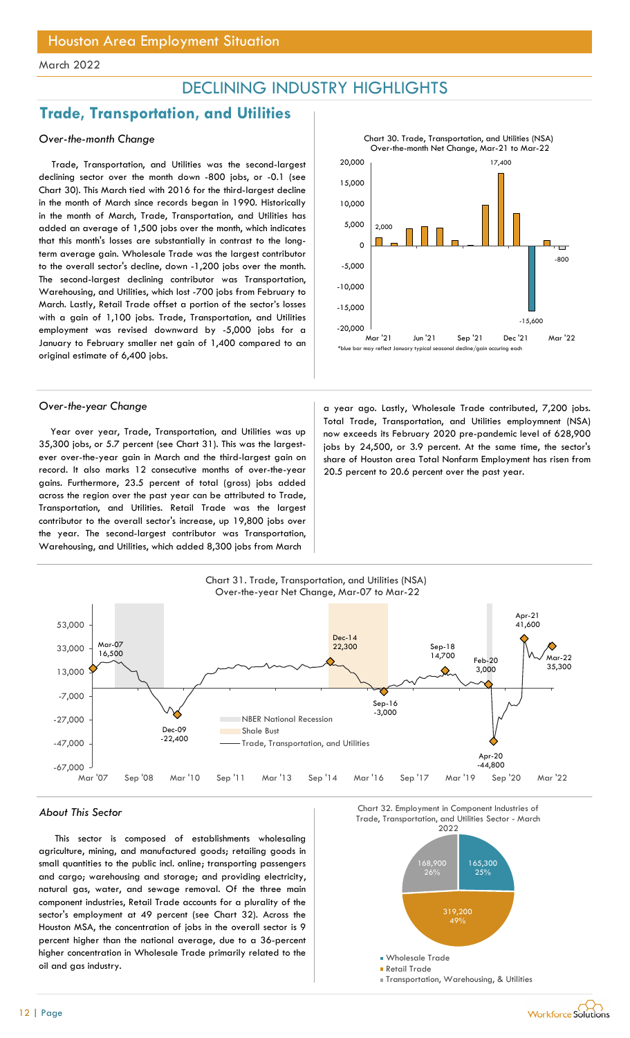## Houston Area Employment Situation

March 2022

# DECLINING INDUSTRY HIGHLIGHTS

## Trade, Transportation, and Utilities

### *Over-the-month Change*

Trade, Transportation, and Utilities was the second-largest declining sector over the month down -800 jobs, or -0.1 (see Chart 30). This March tied with 2016 for the third-largest decline in the month of March since records began in 1990. Historically in the month of March, Trade, Transportation, and Utilities has added an average of 1,500 jobs over the month, which indicates that this month's losses are substantially in contrast to the long-term average gain. Wholesale Trade was the largest contributor to the overall sector's decline, down -1,200 jobs over the month. The second-largest declining contributor was Transportation, Warehousing, and Utilities, which lost -700 jobs from February to March. Lastly, Retail Trade offset a portion of the sector's losses with a gain of 1,100 jobs. Trade, Transportation, and Utilities employment was revised downward by -5,000 jobs for a January to February smaller net gain of 1,400 compared to an original estimate of 6,400 jobs.

Chart 30. Trade, Transportation, and Utilities (NSA) Over-the-month Net Change, Mar-21 to Mar-22

*blue bar may reflect January typical seasonal decline/gain occuring each

### *Over-the-year Change*

Year over year, Trade, Transportation, and Utilities was up 35,300 jobs, or 5.7 percent (see Chart 31). This was the largest-ever over-the-year gain in March and the third-largest gain on record. It also marks 12 consecutive months of over-the-year gains. Furthermore, 23.5 percent of total (gross) jobs added across the region over the past year can be attributed to Trade, Transportation, and Utilities. Retail Trade was the largest contributor to the overall sector's increase, up 19,800 jobs over the year. The second-largest contributor was Transportation, Warehousing, and Utilities, which added 8,300 jobs from March a year ago. Lastly, Wholesale Trade contributed, 7,200 jobs. Total Trade, Transportation, and Utilities employmnent (NSA) now exceeds its February 2020 pre-pandemic level of 628,900 jobs by 24,500, or 3.9 percent. At the same time, the sector's share of Houston area Total Nonfarm Employment has risen from 20.5 percent to 20.6 percent over the past year.

Chart 31. Trade, Transportation, and Utilities (NSA) Over-the-year Net Change, Mar-07 to Mar-22

### *About This Sector*

This sector is composed of establishments wholesaling agriculture, mining, and manufactured goods; retailing goods in small quantities to the public incl. online; transporting passengers and cargo; warehousing and storage; and providing electricity, natural gas, water, and sewage removal. Of the three main component industries, Retail Trade accounts for a plurality of the sector's employment at 49 percent (see Chart 32). Across the Houston MSA, the concentration of jobs in the overall sector is 9 percent higher than the national average, due to a 36-percent higher concentration in Wholesale Trade primarily related to the oil and gas industry.

Chart 32. Employment in Component Industries of Trade, Transportation, and Utilities Sector - March 2022

| Component | Employment | Share |
|---|---|---|
| Wholesale Trade | 165,300 | 25% |
| Retail Trade | 319,200 | 49% |
| Transportation, Warehousing, & Utilities | 168,900 | 26% |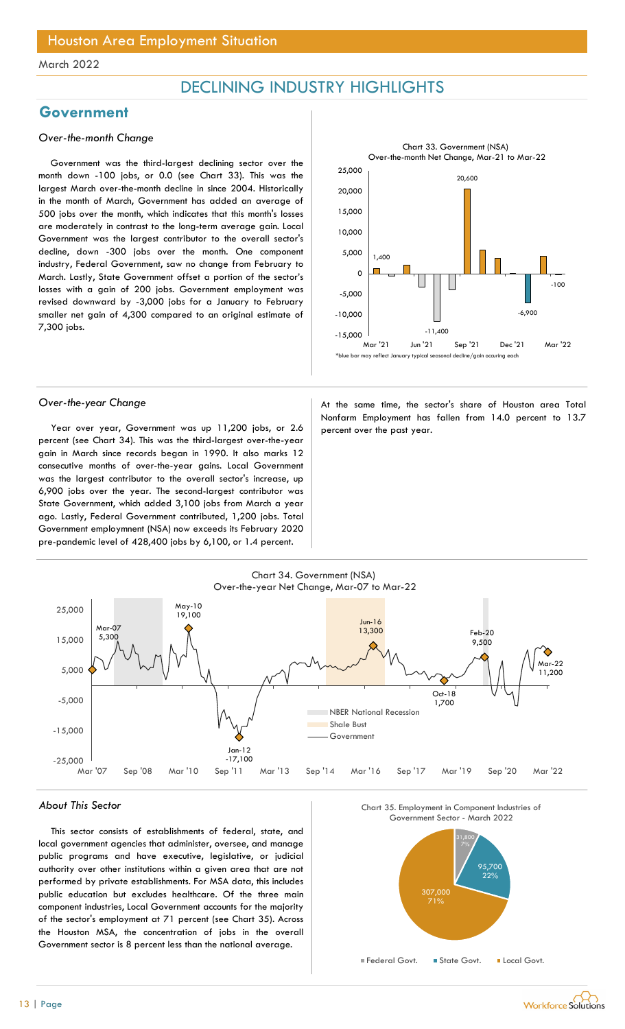# DECLINING INDUSTRY HIGHLIGHTS

## Government

### *Over-the-month Change*

Government was the third-largest declining sector over the month down -100 jobs, or 0.0 (see Chart 33). This was the largest March over-the-month decline in since 2004. Historically in the month of March, Government has added an average of 500 jobs over the month, which indicates that this month's losses are moderately in contrast to the long-term average gain. Local Government was the largest contributor to the overall sector's decline, down -300 jobs over the month. One component industry, Federal Government, saw no change from February to March. Lastly, State Government offset a portion of the sector's losses with a gain of 200 jobs. Government employment was revised downward by -3,000 jobs for a January to February smaller net gain of 4,300 compared to an original estimate of 7,300 jobs.

Chart 33. Government (NSA) Over-the-month Net Change, Mar-21 to Mar-22

*blue bar may reflect January typical seasonal decline/gain occuring each

### *Over-the-year Change*

Year over year, Government was up 11,200 jobs, or 2.6 percent (see Chart 34). This was the third-largest over-the-year gain in March since records began in 1990. It also marks 12 consecutive months of over-the-year gains. Local Government was the largest contributor to the overall sector's increase, up 6,900 jobs over the year. The second-largest contributor was State Government, which added 3,100 jobs from March a year ago. Lastly, Federal Government contributed, 1,200 jobs. Total Government employmnent (NSA) now exceeds its February 2020 pre-pandemic level of 428,400 jobs by 6,100, or 1.4 percent.

At the same time, the sector's share of Houston area Total Nonfarm Employment has fallen from 14.0 percent to 13.7 percent over the past year.

Chart 34. Government (NSA) Over-the-year Net Change, Mar-07 to Mar-22

### *About This Sector*

This sector consists of establishments of federal, state, and local government agencies that administer, oversee, and manage public programs and have executive, legislative, or judicial authority over other institutions within a given area that are not performed by private establishments. For MSA data, this includes public education but excludes healthcare. Of the three main component industries, Local Government accounts for the majority of the sector's employment at 71 percent (see Chart 35). Across the Houston MSA, the concentration of jobs in the overall Government sector is 8 percent less than the national average.

Chart 35. Employment in Component Industries of Government Sector - March 2022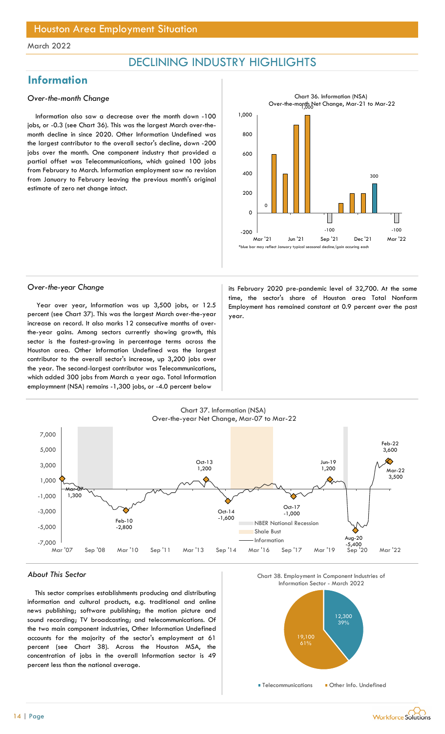# Houston Area Employment Situation

March 2022

## DECLINING INDUSTRY HIGHLIGHTS

## Information

### *Over-the-month Change*

Information also saw a decrease over the month down -100 jobs, or -0.3 (see Chart 36). This was the largest March over-the-month decline in since 2020. Other Information Undefined was the largest contributor to the overall sector's decline, down -200 jobs over the month. One component industry that provided a partial offset was Telecommunications, which gained 100 jobs from February to March. Information employment saw no revision from January to February leaving the previous month's original estimate of zero net change intact.

Chart 36. Information (NSA)
Over-the-month Net Change, Mar-21 to Mar-22

*blue bar may reflect January typical seasonal decline/gain occuring each

### *Over-the-year Change*

Year over year, Information was up 3,500 jobs, or 12.5 percent (see Chart 37). This was the largest March over-the-year increase on record. It also marks 12 consecutive months of over-the-year gains. Among sectors currently showing growth, this sector is the fastest-growing in percentage terms across the Houston area. Other Information Undefined was the largest contributor to the overall sector's increase, up 3,200 jobs over the year. The second-largest contributor was Telecommunications, which added 300 jobs from March a year ago. Total Information employmnent (NSA) remains -1,300 jobs, or -4.0 percent below its February 2020 pre-pandemic level of 32,700. At the same time, the sector's share of Houston area Total Nonfarm Employment has remained constant at 0.9 percent over the past year.

Chart 37. Information (NSA)
Over-the-year Net Change, Mar-07 to Mar-22

### *About This Sector*

This sector comprises establishments producing and distributing information and cultural products, e.g. traditional and online news publishing; software publishing; the motion picture and sound recording; TV broadcasting; and telecommunications. Of the two main component industries, Other Information Undefined accounts for the majority of the sector's employment at 61 percent (see Chart 38). Across the Houston MSA, the concentration of jobs in the overall Information sector is 49 percent less than the national average.

Chart 38. Employment in Component Industries of Information Sector - March 2022

| Component | Employment | Share |
|---|---|---|
| Telecommunications | 12,300 | 39% |
| Other Info. Undefined | 19,100 | 61% |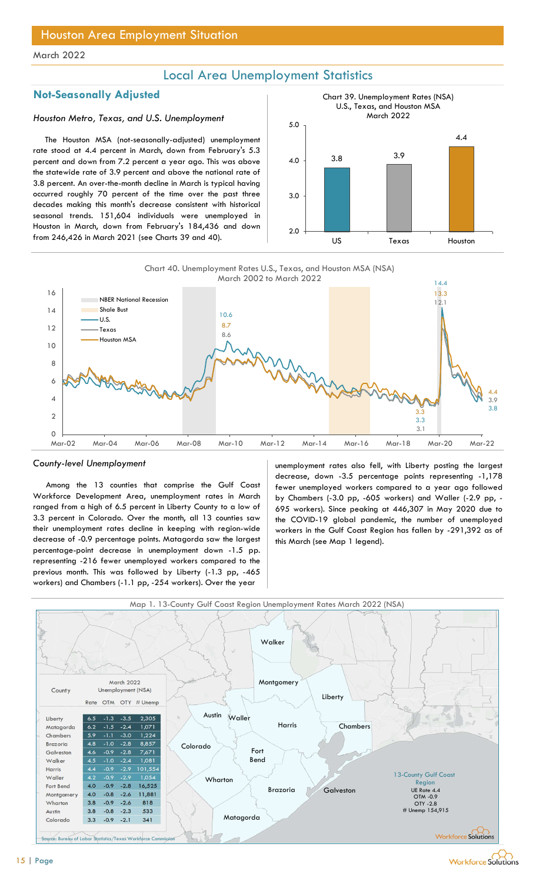# Houston Area Employment Situation

March 2022

## Local Area Unemployment Statistics

### Not-Seasonally Adjusted

*Houston Metro, Texas, and U.S. Unemployment*

The Houston MSA (not-seasonally-adjusted) unemployment rate stood at 4.4 percent in March, down from February's 5.3 percent and down from 7.2 percent a year ago. This was above the statewide rate of 3.9 percent and above the national rate of 3.8 percent. An over-the-month decline in March is typical having occurred roughly 70 percent of the time over the past three decades making this month's decrease consistent with historical seasonal trends. 151,604 individuals were unemployed in Houston in March, down from February's 184,436 and down from 246,426 in March 2021 (see Charts 39 and 40).

Chart 39. Unemployment Rates (NSA) U.S., Texas, and Houston MSA March 2022

| | US | Texas | Houston |
|---|---|---|---|
| Rate | 3.8 | 3.9 | 4.4 |

Chart 40. Unemployment Rates U.S., Texas, and Houston MSA (NSA) March 2002 to March 2022

*County-level Unemployment*

Among the 13 counties that comprise the Gulf Coast Workforce Development Area, unemployment rates in March ranged from a high of 6.5 percent in Liberty County to a low of 3.3 percent in Colorado. Over the month, all 13 counties saw their unemployment rates decline in keeping with region-wide decrease of -0.9 percentage points. Matagorda saw the largest percentage-point decrease in unemployment down -1.5 pp. representing -216 fewer unemployed workers compared to the previous month. This was followed by Liberty (-1.3 pp, -465 workers) and Chambers (-1.1 pp, -254 workers). Over the year unemployment rates also fell, with Liberty posting the largest decrease, down -3.5 percentage points representing -1,178 fewer unemployed workers compared to a year ago followed by Chambers (-3.0 pp, -605 workers) and Waller (-2.9 pp, -695 workers). Since peaking at 446,307 in May 2020 due to the COVID-19 global pandemic, the number of unemployed workers in the Gulf Coast Region has fallen by -291,392 as of this March (see Map 1 legend).

Map 1. 13-County Gulf Coast Region Unemployment Rates March 2022 (NSA)

| County | March 2022 Unemployment (NSA) | | | |
|---|---|---|---|---|
| | Rate | OTM | OTY | # Unemp |
| Liberty | 6.5 | -1.3 | -3.5 | 2,305 |
| Matagorda | 6.2 | -1.5 | -2.4 | 1,071 |
| Chambers | 5.9 | -1.1 | -3.0 | 1,224 |
| Brazoria | 4.8 | -1.0 | -2.8 | 8,857 |
| Galveston | 4.6 | -0.9 | -2.8 | 7,671 |
| Walker | 4.5 | -1.0 | -2.4 | 1,081 |
| Harris | 4.4 | -0.9 | -2.9 | 101,554 |
| Waller | 4.2 | -0.9 | -2.9 | 1,054 |
| Fort Bend | 4.0 | -0.9 | -2.8 | 16,525 |
| Montgomery | 4.0 | -0.8 | -2.6 | 11,881 |
| Wharton | 3.8 | -0.9 | -2.6 | 818 |
| Austin | 3.8 | -0.8 | -2.3 | 533 |
| Colorado | 3.3 | -0.9 | -2.1 | 341 |

13-County Gulf Coast Region
UE Rate 4.4
OTM -0.9
OTY -2.8
# Unemp 154,915

Source: Bureau of Labor Statistics/Texas Workforce Commission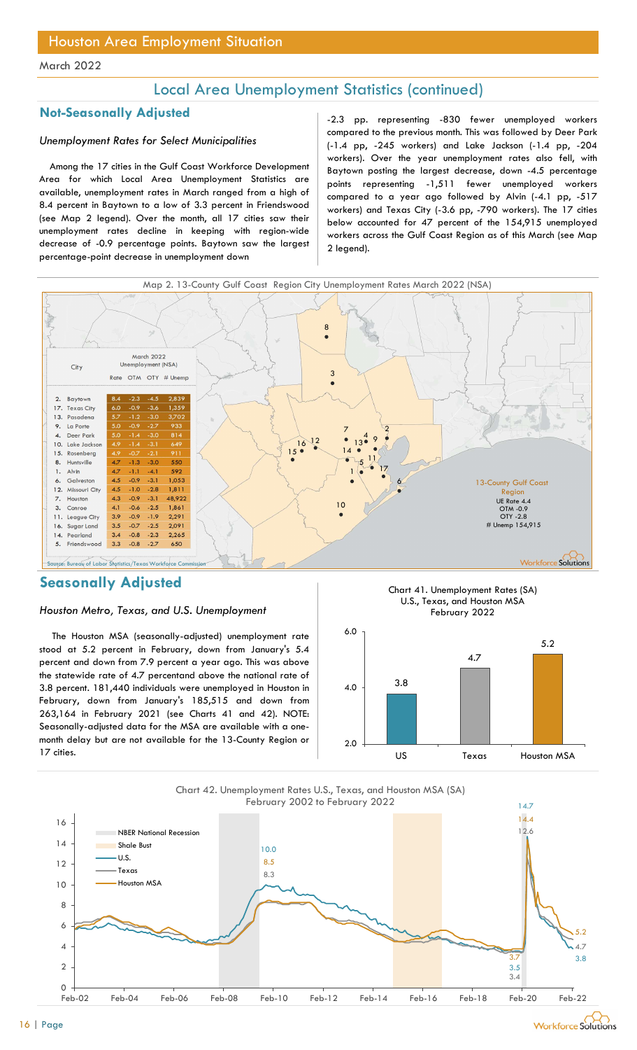# Houston Area Employment Situation

March 2022

## Local Area Unemployment Statistics (continued)

### Not-Seasonally Adjusted

*Unemployment Rates for Select Municipalities*

Among the 17 cities in the Gulf Coast Workforce Development Area for which Local Area Unemployment Statistics are available, unemployment rates in March ranged from a high of 8.4 percent in Baytown to a low of 3.3 percent in Friendswood (see Map 2 legend). Over the month, all 17 cities saw their unemployment rates decline in keeping with region-wide decrease of -0.9 percentage points. Baytown saw the largest percentage-point decrease in unemployment down -2.3 pp. representing -830 fewer unemployed workers compared to the previous month. This was followed by Deer Park (-1.4 pp, -245 workers) and Lake Jackson (-1.4 pp, -204 workers). Over the year unemployment rates also fell, with Baytown posting the largest decrease, down -4.5 percentage points representing -1,511 fewer unemployed workers compared to a year ago followed by Alvin (-4.1 pp, -517 workers) and Texas City (-3.6 pp, -790 workers). The 17 cities below accounted for 47 percent of the 154,915 unemployed workers across the Gulf Coast Region as of this March (see Map 2 legend).

Map 2. 13-County Gulf Coast Region City Unemployment Rates March 2022 (NSA)

| City | Rate | OTM | OTY | # Unemp |
|---|---|---|---|---|
| 2. Baytown | 8.4 | -2.3 | -4.5 | 2,839 |
| 17. Texas City | 6.0 | -0.9 | -3.6 | 1,359 |
| 13. Pasadena | 5.7 | -1.2 | -3.0 | 3,702 |
| 9. La Porte | 5.0 | -0.9 | -2.7 | 933 |
| 4. Deer Park | 5.0 | -1.4 | -3.0 | 814 |
| 10. Lake Jackson | 4.9 | -1.4 | -3.1 | 649 |
| 15. Rosenberg | 4.9 | -0.7 | -2.1 | 911 |
| 8. Huntsville | 4.7 | -1.3 | -3.0 | 550 |
| 1. Alvin | 4.7 | -1.1 | -4.1 | 592 |
| 6. Galveston | 4.5 | -0.9 | -3.1 | 1,053 |
| 12. Missouri City | 4.5 | -1.0 | -2.8 | 1,811 |
| 7. Houston | 4.3 | -0.9 | -3.1 | 48,922 |
| 3. Conroe | 4.1 | -0.6 | -2.5 | 1,861 |
| 11. League City | 3.9 | -0.9 | -1.9 | 2,291 |
| 16. Sugar Land | 3.5 | -0.7 | -2.5 | 2,091 |
| 14. Pearland | 3.4 | -0.8 | -2.3 | 2,265 |
| 5. Friendswood | 3.3 | -0.8 | -2.7 | 650 |

13-County Gulf Coast Region: UE Rate 4.4, OTM -0.9, OTY -2.8, # Unemp 154,915

Source: Bureau of Labor Statistics/Texas Workforce Commission

### Seasonally Adjusted

*Houston Metro, Texas, and U.S. Unemployment*

The Houston MSA (seasonally-adjusted) unemployment rate stood at 5.2 percent in February, down from January's 5.4 percent and down from 7.9 percent a year ago. This was above the statewide rate of 4.7 percentand above the national rate of 3.8 percent. 181,440 individuals were unemployed in Houston in February, down from January's 185,515 and down from 263,164 in February 2021 (see Charts 41 and 42). NOTE: Seasonally-adjusted data for the MSA are available with a one-month delay but are not available for the 13-County Region or 17 cities.

Chart 41. Unemployment Rates (SA) U.S., Texas, and Houston MSA February 2022

| | US | Texas | Houston MSA |
|---|---|---|---|
| Rate | 3.8 | 4.7 | 5.2 |

Chart 42. Unemployment Rates U.S., Texas, and Houston MSA (SA) February 2002 to February 2022

Legend: NBER National Recession; Shale Bust; U.S.; Texas; Houston MSA. Labeled values: 10.0, 8.5, 8.3 (2009–2010 peak); 14.7, 14.4, 12.6 (2020 peak); 3.7, 3.5, 3.4 (pre-2020 low); 5.2, 4.7, 3.8 (Feb-22).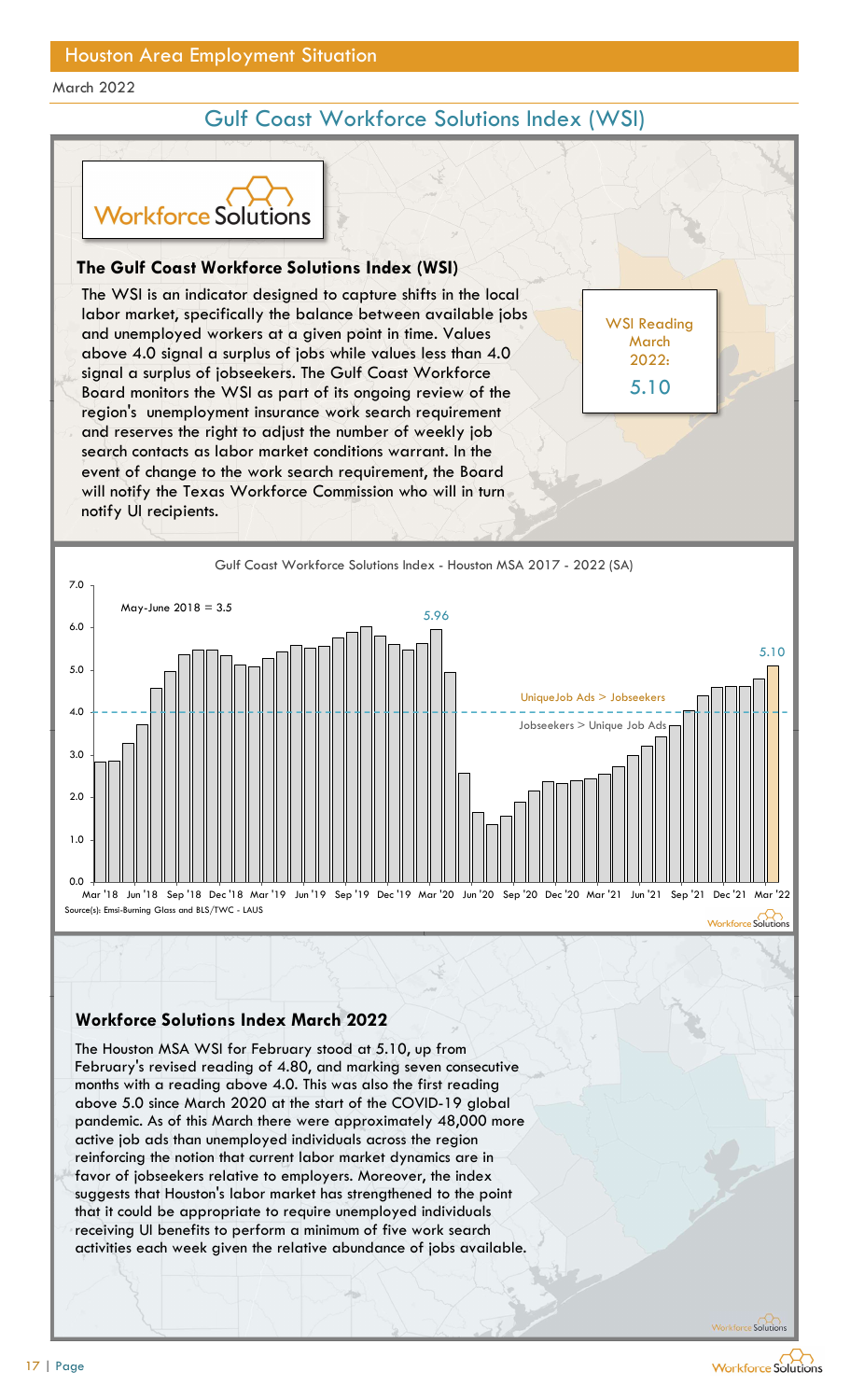## Houston Area Employment Situation

March 2022

# Gulf Coast Workforce Solutions Index (WSI)

### The Gulf Coast Workforce Solutions Index (WSI)

The WSI is an indicator designed to capture shifts in the local labor market, specifically the balance between available jobs and unemployed workers at a given point in time. Values above 4.0 signal a surplus of jobs while values less than 4.0 signal a surplus of jobseekers. The Gulf Coast Workforce Board monitors the WSI as part of its ongoing review of the region's unemployment insurance work search requirement and reserves the right to adjust the number of weekly job search contacts as labor market conditions warrant. In the event of change to the work search requirement, the Board will notify the Texas Workforce Commission who will in turn notify UI recipients.

WSI Reading March 2022:
5.10

Gulf Coast Workforce Solutions Index - Houston MSA 2017 - 2022 (SA)

May-June 2018 = 3.5

5.96

5.10

UniqueJob Ads > Jobseekers

Jobseekers > Unique Job Ads

Source(s): Emsi-Burning Glass and BLS/TWC - LAUS

### Workforce Solutions Index March 2022

The Houston MSA WSI for February stood at 5.10, up from February's revised reading of 4.80, and marking seven consecutive months with a reading above 4.0. This was also the first reading above 5.0 since March 2020 at the start of the COVID-19 global pandemic. As of this March there were approximately 48,000 more active job ads than unemployed individuals across the region reinforcing the notion that current labor market dynamics are in favor of jobseekers relative to employers. Moreover, the index suggests that Houston's labor market has strengthened to the point that it could be appropriate to require unemployed individuals receiving UI benefits to perform a minimum of five work search activities each week given the relative abundance of jobs available.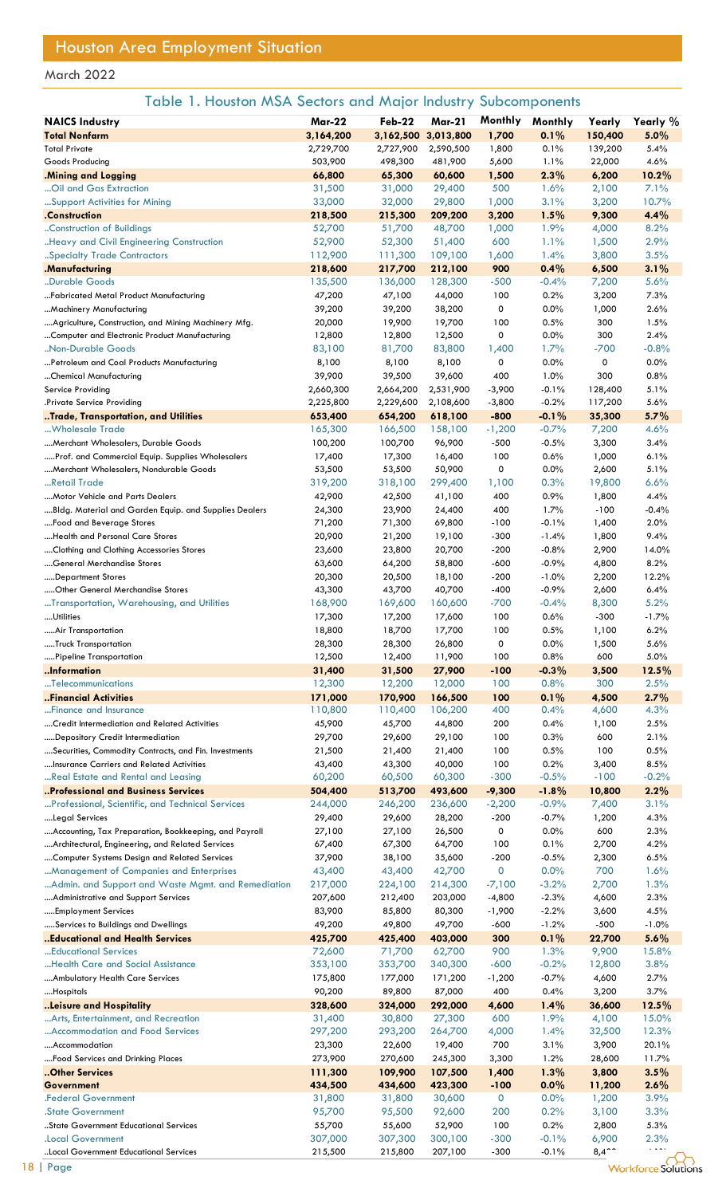## Houston Area Employment Situation

March 2022

### Table 1. Houston MSA Sectors and Major Industry Subcomponents

| NAICS Industry | Mar-22 | Feb-22 | Mar-21 | Monthly | Monthly | Yearly | Yearly % |
|---|---|---|---|---|---|---|---|
| **Total Nonfarm** | **3,164,200** | **3,162,500** | **3,013,800** | **1,700** | **0.1%** | **150,400** | **5.0%** |
| Total Private | 2,729,700 | 2,727,900 | 2,590,500 | 1,800 | 0.1% | 139,200 | 5.4% |
| Goods Producing | 503,900 | 498,300 | 481,900 | 5,600 | 1.1% | 22,000 | 4.6% |
| **.Mining and Logging** | **66,800** | **65,300** | **60,600** | **1,500** | **2.3%** | **6,200** | **10.2%** |
| ...Oil and Gas Extraction | 31,500 | 31,000 | 29,400 | 500 | 1.6% | 2,100 | 7.1% |
| ...Support Activities for Mining | 33,000 | 32,000 | 29,800 | 1,000 | 3.1% | 3,200 | 10.7% |
| **.Construction** | **218,500** | **215,300** | **209,200** | **3,200** | **1.5%** | **9,300** | **4.4%** |
| ..Construction of Buildings | 52,700 | 51,700 | 48,700 | 1,000 | 1.9% | 4,000 | 8.2% |
| ..Heavy and Civil Engineering Construction | 52,900 | 52,300 | 51,400 | 600 | 1.1% | 1,500 | 2.9% |
| ..Specialty Trade Contractors | 112,900 | 111,300 | 109,100 | 1,600 | 1.4% | 3,800 | 3.5% |
| **.Manufacturing** | **218,600** | **217,700** | **212,100** | **900** | **0.4%** | **6,500** | **3.1%** |
| ..Durable Goods | 135,500 | 136,000 | 128,300 | -500 | -0.4% | 7,200 | 5.6% |
| ...Fabricated Metal Product Manufacturing | 47,200 | 47,100 | 44,000 | 100 | 0.2% | 3,200 | 7.3% |
| ...Machinery Manufacturing | 39,200 | 39,200 | 38,200 | 0 | 0.0% | 1,000 | 2.6% |
| ....Agriculture, Construction, and Mining Machinery Mfg. | 20,000 | 19,900 | 19,700 | 100 | 0.5% | 300 | 1.5% |
| ...Computer and Electronic Product Manufacturing | 12,800 | 12,800 | 12,500 | 0 | 0.0% | 300 | 2.4% |
| ..Non-Durable Goods | 83,100 | 81,700 | 83,800 | 1,400 | 1.7% | -700 | -0.8% |
| ...Petroleum and Coal Products Manufacturing | 8,100 | 8,100 | 8,100 | 0 | 0.0% | 0 | 0.0% |
| ...Chemical Manufacturing | 39,900 | 39,500 | 39,600 | 400 | 1.0% | 300 | 0.8% |
| Service Providing | 2,660,300 | 2,664,200 | 2,531,900 | -3,900 | -0.1% | 128,400 | 5.1% |
| .Private Service Providing | 2,225,800 | 2,229,600 | 2,108,600 | -3,800 | -0.2% | 117,200 | 5.6% |
| **..Trade, Transportation, and Utilities** | **653,400** | **654,200** | **618,100** | **-800** | **-0.1%** | **35,300** | **5.7%** |
| ...Wholesale Trade | 165,300 | 166,500 | 158,100 | -1,200 | -0.7% | 7,200 | 4.6% |
| ....Merchant Wholesalers, Durable Goods | 100,200 | 100,700 | 96,900 | -500 | -0.5% | 3,300 | 3.4% |
| .....Prof. and Commercial Equip. Supplies Wholesalers | 17,400 | 17,300 | 16,400 | 100 | 0.6% | 1,000 | 6.1% |
| ....Merchant Wholesalers, Nondurable Goods | 53,500 | 53,500 | 50,900 | 0 | 0.0% | 2,600 | 5.1% |
| ...Retail Trade | 319,200 | 318,100 | 299,400 | 1,100 | 0.3% | 19,800 | 6.6% |
| ....Motor Vehicle and Parts Dealers | 42,900 | 42,500 | 41,100 | 400 | 0.9% | 1,800 | 4.4% |
| ....Bldg. Material and Garden Equip. and Supplies Dealers | 24,300 | 23,900 | 24,400 | 400 | 1.7% | -100 | -0.4% |
| ....Food and Beverage Stores | 71,200 | 71,300 | 69,800 | -100 | -0.1% | 1,400 | 2.0% |
| ....Health and Personal Care Stores | 20,900 | 21,200 | 19,100 | -300 | -1.4% | 1,800 | 9.4% |
| ....Clothing and Clothing Accessories Stores | 23,600 | 23,800 | 20,700 | -200 | -0.8% | 2,900 | 14.0% |
| ....General Merchandise Stores | 63,600 | 64,200 | 58,800 | -600 | -0.9% | 4,800 | 8.2% |
| .....Department Stores | 20,300 | 20,500 | 18,100 | -200 | -1.0% | 2,200 | 12.2% |
| .....Other General Merchandise Stores | 43,300 | 43,700 | 40,700 | -400 | -0.9% | 2,600 | 6.4% |
| ...Transportation, Warehousing, and Utilities | 168,900 | 169,600 | 160,600 | -700 | -0.4% | 8,300 | 5.2% |
| ....Utilities | 17,300 | 17,200 | 17,600 | 100 | 0.6% | -300 | -1.7% |
| .....Air Transportation | 18,800 | 18,700 | 17,700 | 100 | 0.5% | 1,100 | 6.2% |
| .....Truck Transportation | 28,300 | 28,300 | 26,800 | 0 | 0.0% | 1,500 | 5.6% |
| .....Pipeline Transportation | 12,500 | 12,400 | 11,900 | 100 | 0.8% | 600 | 5.0% |
| **..Information** | **31,400** | **31,500** | **27,900** | **-100** | **-0.3%** | **3,500** | **12.5%** |
| ...Telecommunications | 12,300 | 12,200 | 12,000 | 100 | 0.8% | 300 | 2.5% |
| **..Financial Activities** | **171,000** | **170,900** | **166,500** | **100** | **0.1%** | **4,500** | **2.7%** |
| ...Finance and Insurance | 110,800 | 110,400 | 106,200 | 400 | 0.4% | 4,600 | 4.3% |
| ....Credit Intermediation and Related Activities | 45,900 | 45,700 | 44,800 | 200 | 0.4% | 1,100 | 2.5% |
| .....Depository Credit Intermediation | 29,700 | 29,600 | 29,100 | 100 | 0.3% | 600 | 2.1% |
| ....Securities, Commodity Contracts, and Fin. Investments | 21,500 | 21,400 | 21,400 | 100 | 0.5% | 100 | 0.5% |
| ....Insurance Carriers and Related Activities | 43,400 | 43,300 | 40,000 | 100 | 0.2% | 3,400 | 8.5% |
| ...Real Estate and Rental and Leasing | 60,200 | 60,500 | 60,300 | -300 | -0.5% | -100 | -0.2% |
| **..Professional and Business Services** | **504,400** | **513,700** | **493,600** | **-9,300** | **-1.8%** | **10,800** | **2.2%** |
| ...Professional, Scientific, and Technical Services | 244,000 | 246,200 | 236,600 | -2,200 | -0.9% | 7,400 | 3.1% |
| ....Legal Services | 29,400 | 29,600 | 28,200 | -200 | -0.7% | 1,200 | 4.3% |
| ....Accounting, Tax Preparation, Bookkeeping, and Payroll | 27,100 | 27,100 | 26,500 | 0 | 0.0% | 600 | 2.3% |
| ....Architectural, Engineering, and Related Services | 67,400 | 67,300 | 64,700 | 100 | 0.1% | 2,700 | 4.2% |
| ....Computer Systems Design and Related Services | 37,900 | 38,100 | 35,600 | -200 | -0.5% | 2,300 | 6.5% |
| ...Management of Companies and Enterprises | 43,400 | 43,400 | 42,700 | 0 | 0.0% | 700 | 1.6% |
| ...Admin. and Support and Waste Mgmt. and Remediation | 217,000 | 224,100 | 214,300 | -7,100 | -3.2% | 2,700 | 1.3% |
| ....Administrative and Support Services | 207,600 | 212,400 | 203,000 | -4,800 | -2.3% | 4,600 | 2.3% |
| .....Employment Services | 83,900 | 85,800 | 80,300 | -1,900 | -2.2% | 3,600 | 4.5% |
| .....Services to Buildings and Dwellings | 49,200 | 49,800 | 49,700 | -600 | -1.2% | -500 | -1.0% |
| **..Educational and Health Services** | **425,700** | **425,400** | **403,000** | **300** | **0.1%** | **22,700** | **5.6%** |
| ...Educational Services | 72,600 | 71,700 | 62,700 | 900 | 1.3% | 9,900 | 15.8% |
| ...Health Care and Social Assistance | 353,100 | 353,700 | 340,300 | -600 | -0.2% | 12,800 | 3.8% |
| ....Ambulatory Health Care Services | 175,800 | 177,000 | 171,200 | -1,200 | -0.7% | 4,600 | 2.7% |
| ....Hospitals | 90,200 | 89,800 | 87,000 | 400 | 0.4% | 3,200 | 3.7% |
| **..Leisure and Hospitality** | **328,600** | **324,000** | **292,000** | **4,600** | **1.4%** | **36,600** | **12.5%** |
| ...Arts, Entertainment, and Recreation | 31,400 | 30,800 | 27,300 | 600 | 1.9% | 4,100 | 15.0% |
| ...Accommodation and Food Services | 297,200 | 293,200 | 264,700 | 4,000 | 1.4% | 32,500 | 12.3% |
| ....Accommodation | 23,300 | 22,600 | 19,400 | 700 | 3.1% | 3,900 | 20.1% |
| ....Food Services and Drinking Places | 273,900 | 270,600 | 245,300 | 3,300 | 1.2% | 28,600 | 11.7% |
| **..Other Services** | **111,300** | **109,900** | **107,500** | **1,400** | **1.3%** | **3,800** | **3.5%** |
| **Government** | **434,500** | **434,600** | **423,300** | **-100** | **0.0%** | **11,200** | **2.6%** |
| .Federal Government | 31,800 | 31,800 | 30,600 | 0 | 0.0% | 1,200 | 3.9% |
| .State Government | 95,700 | 95,500 | 92,600 | 200 | 0.2% | 3,100 | 3.3% |
| ..State Government Educational Services | 55,700 | 55,600 | 52,900 | 100 | 0.2% | 2,800 | 5.3% |
| .Local Government | 307,000 | 307,300 | 300,100 | -300 | -0.1% | 6,900 | 2.3% |
| ..Local Government Educational Services | 215,500 | 215,800 | 207,100 | -300 | -0.1% | 8,4 | |